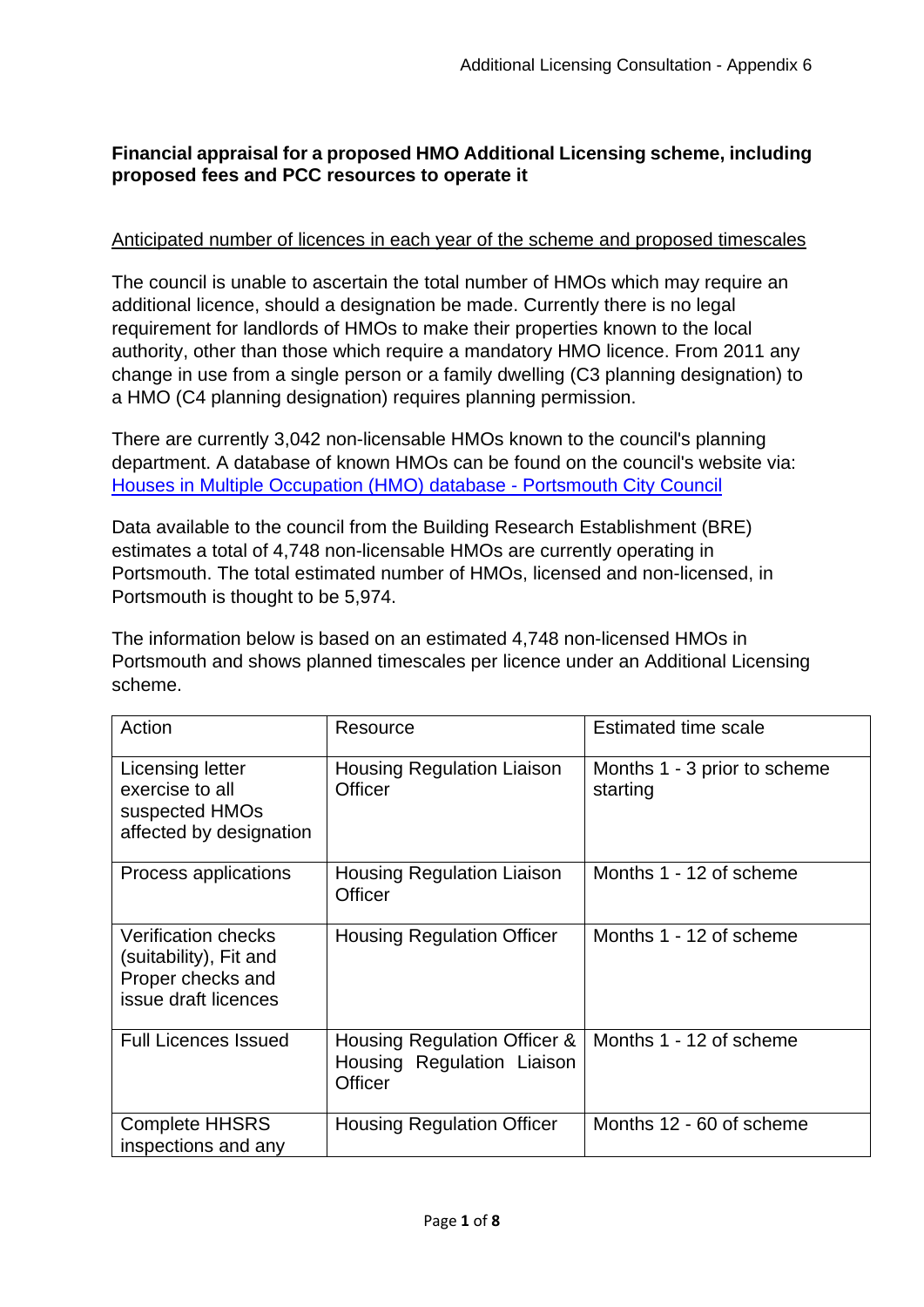**Financial appraisal for a proposed HMO Additional Licensing scheme, including proposed fees and PCC resources to operate it**

<u>Anticipated number of licences in each year of the scheme and proposed timescales</u>

The council is unable to ascertain the total number of HMOs which may require an additional licence, should a designation be made. Currently there is no legal requirement for landlords of HMOs to make their properties known to the local authority, other than those which require a mandatory HMO licence. From 2011 any change in use from a single person or a family dwelling (C3 planning designation) to a HMO (C4 planning designation) requires planning permission.

There are currently 3,042 non-licensable HMOs known to the council's planning department. A database of known HMOs can be found on the council's website via: [Houses in Multiple Occupation (HMO) database - Portsmouth City Council]

Data available to the council from the Building Research Establishment (BRE) estimates a total of 4,748 non-licensable HMOs are currently operating in Portsmouth. The total estimated number of HMOs, licensed and non-licensed, in Portsmouth is thought to be 5,974.

The information below is based on an estimated 4,748 non-licensed HMOs in Portsmouth and shows planned timescales per licence under an Additional Licensing scheme.

| Action | Resource | Estimated time scale |
|---|---|---|
| Licensing letter exercise to all suspected HMOs affected by designation | Housing Regulation Liaison Officer | Months 1 - 3 prior to scheme starting |
| Process applications | Housing Regulation Liaison Officer | Months 1 - 12 of scheme |
| Verification checks (suitability), Fit and Proper checks and issue draft licences | Housing Regulation Officer | Months 1 - 12 of scheme |
| Full Licences Issued | Housing Regulation Officer & Housing Regulation Liaison Officer | Months 1 - 12 of scheme |
| Complete HHSRS inspections and any | Housing Regulation Officer | Months 12 - 60 of scheme |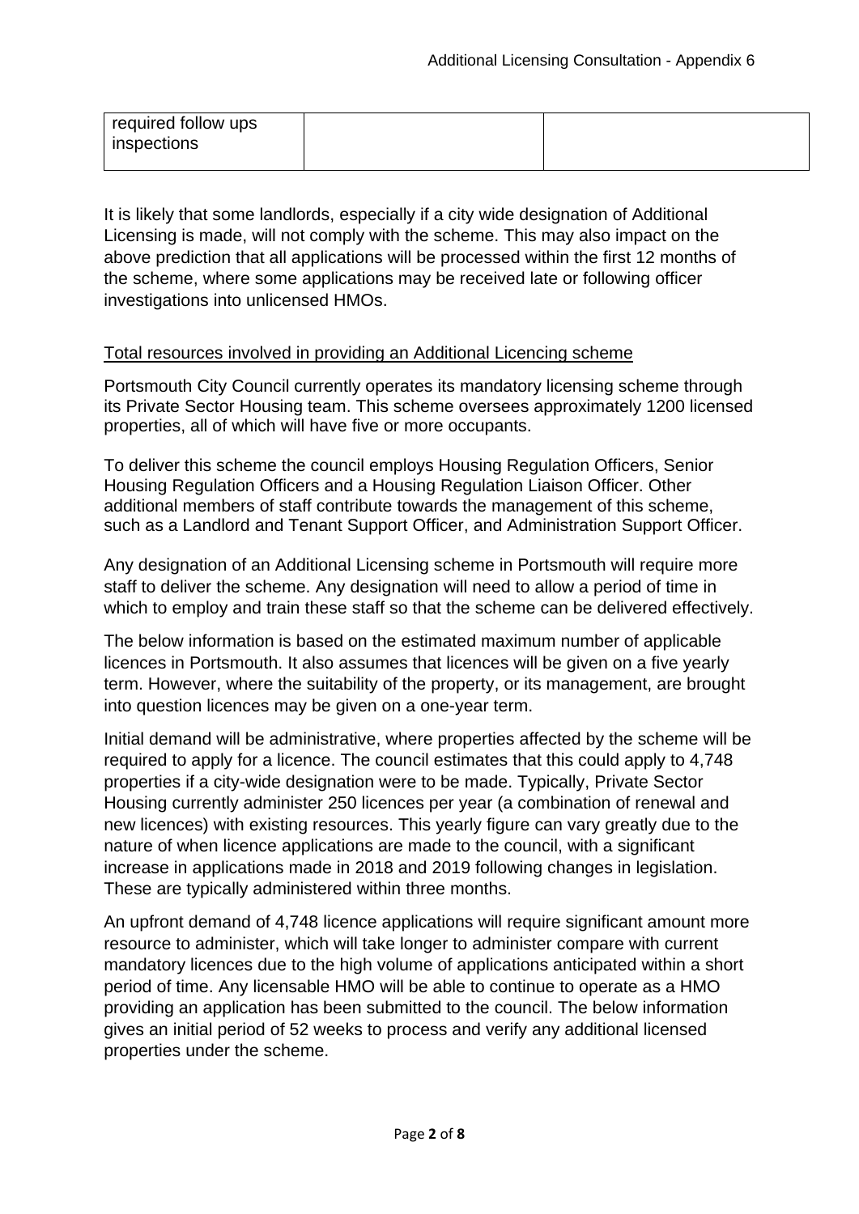| required follow ups inspections | | |
|---|---|---|

It is likely that some landlords, especially if a city wide designation of Additional Licensing is made, will not comply with the scheme. This may also impact on the above prediction that all applications will be processed within the first 12 months of the scheme, where some applications may be received late or following officer investigations into unlicensed HMOs.

Total resources involved in providing an Additional Licencing scheme

Portsmouth City Council currently operates its mandatory licensing scheme through its Private Sector Housing team. This scheme oversees approximately 1200 licensed properties, all of which will have five or more occupants.

To deliver this scheme the council employs Housing Regulation Officers, Senior Housing Regulation Officers and a Housing Regulation Liaison Officer. Other additional members of staff contribute towards the management of this scheme, such as a Landlord and Tenant Support Officer, and Administration Support Officer.

Any designation of an Additional Licensing scheme in Portsmouth will require more staff to deliver the scheme. Any designation will need to allow a period of time in which to employ and train these staff so that the scheme can be delivered effectively.

The below information is based on the estimated maximum number of applicable licences in Portsmouth. It also assumes that licences will be given on a five yearly term. However, where the suitability of the property, or its management, are brought into question licences may be given on a one-year term.

Initial demand will be administrative, where properties affected by the scheme will be required to apply for a licence. The council estimates that this could apply to 4,748 properties if a city-wide designation were to be made. Typically, Private Sector Housing currently administer 250 licences per year (a combination of renewal and new licences) with existing resources. This yearly figure can vary greatly due to the nature of when licence applications are made to the council, with a significant increase in applications made in 2018 and 2019 following changes in legislation. These are typically administered within three months.

An upfront demand of 4,748 licence applications will require significant amount more resource to administer, which will take longer to administer compare with current mandatory licences due to the high volume of applications anticipated within a short period of time. Any licensable HMO will be able to continue to operate as a HMO providing an application has been submitted to the council. The below information gives an initial period of 52 weeks to process and verify any additional licensed properties under the scheme.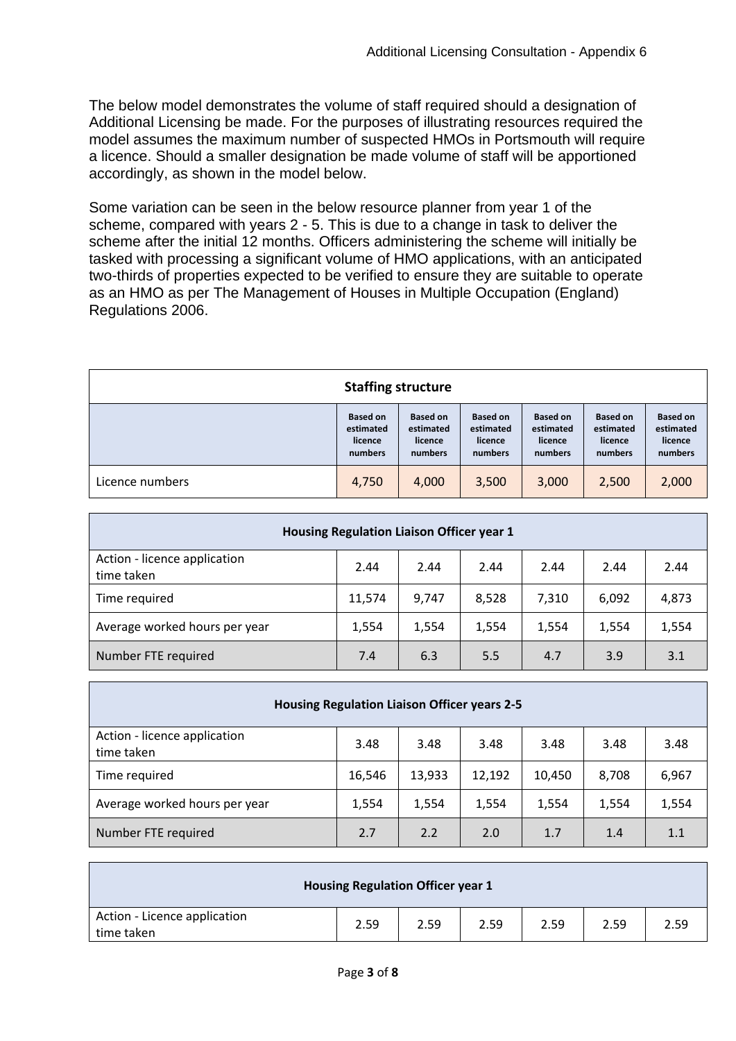The below model demonstrates the volume of staff required should a designation of Additional Licensing be made. For the purposes of illustrating resources required the model assumes the maximum number of suspected HMOs in Portsmouth will require a licence. Should a smaller designation be made volume of staff will be apportioned accordingly, as shown in the model below.

Some variation can be seen in the below resource planner from year 1 of the scheme, compared with years 2 - 5. This is due to a change in task to deliver the scheme after the initial 12 months. Officers administering the scheme will initially be tasked with processing a significant volume of HMO applications, with an anticipated two-thirds of properties expected to be verified to ensure they are suitable to operate as an HMO as per The Management of Houses in Multiple Occupation (England) Regulations 2006.

| **Staffing structure** | | | | | | |
|---|---|---|---|---|---|---|
| | **Based on estimated licence numbers** | **Based on estimated licence numbers** | **Based on estimated licence numbers** | **Based on estimated licence numbers** | **Based on estimated licence numbers** | **Based on estimated licence numbers** |
| Licence numbers | 4,750 | 4,000 | 3,500 | 3,000 | 2,500 | 2,000 |

| **Housing Regulation Liaison Officer year 1** | | | | | | |
|---|---|---|---|---|---|---|
| Action - licence application time taken | 2.44 | 2.44 | 2.44 | 2.44 | 2.44 | 2.44 |
| Time required | 11,574 | 9,747 | 8,528 | 7,310 | 6,092 | 4,873 |
| Average worked hours per year | 1,554 | 1,554 | 1,554 | 1,554 | 1,554 | 1,554 |
| Number FTE required | 7.4 | 6.3 | 5.5 | 4.7 | 3.9 | 3.1 |

| **Housing Regulation Liaison Officer years 2-5** | | | | | | |
|---|---|---|---|---|---|---|
| Action - licence application time taken | 3.48 | 3.48 | 3.48 | 3.48 | 3.48 | 3.48 |
| Time required | 16,546 | 13,933 | 12,192 | 10,450 | 8,708 | 6,967 |
| Average worked hours per year | 1,554 | 1,554 | 1,554 | 1,554 | 1,554 | 1,554 |
| Number FTE required | 2.7 | 2.2 | 2.0 | 1.7 | 1.4 | 1.1 |

| **Housing Regulation Officer year 1** | | | | | | |
|---|---|---|---|---|---|---|
| Action - Licence application time taken | 2.59 | 2.59 | 2.59 | 2.59 | 2.59 | 2.59 |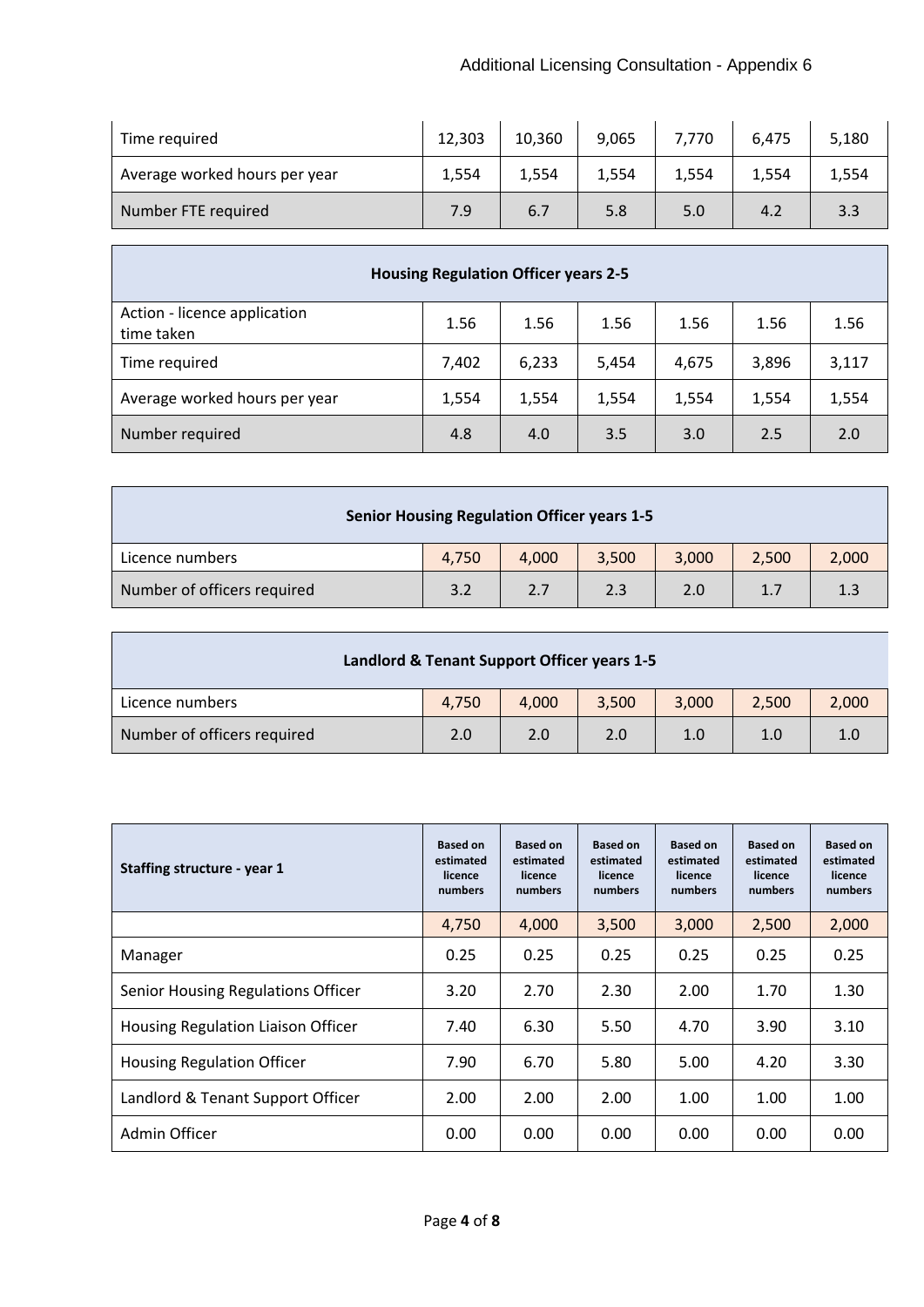| | | | | | | |
|---|---|---|---|---|---|---|
| Time required | 12,303 | 10,360 | 9,065 | 7,770 | 6,475 | 5,180 |
| Average worked hours per year | 1,554 | 1,554 | 1,554 | 1,554 | 1,554 | 1,554 |
| Number FTE required | 7.9 | 6.7 | 5.8 | 5.0 | 4.2 | 3.3 |

| **Housing Regulation Officer years 2-5** | | | | | | |
|---|---|---|---|---|---|---|
| Action - licence application time taken | 1.56 | 1.56 | 1.56 | 1.56 | 1.56 | 1.56 |
| Time required | 7,402 | 6,233 | 5,454 | 4,675 | 3,896 | 3,117 |
| Average worked hours per year | 1,554 | 1,554 | 1,554 | 1,554 | 1,554 | 1,554 |
| Number required | 4.8 | 4.0 | 3.5 | 3.0 | 2.5 | 2.0 |

| **Senior Housing Regulation Officer years 1-5** | | | | | | |
|---|---|---|---|---|---|---|
| Licence numbers | 4,750 | 4,000 | 3,500 | 3,000 | 2,500 | 2,000 |
| Number of officers required | 3.2 | 2.7 | 2.3 | 2.0 | 1.7 | 1.3 |

| **Landlord & Tenant Support Officer years 1-5** | | | | | | |
|---|---|---|---|---|---|---|
| Licence numbers | 4,750 | 4,000 | 3,500 | 3,000 | 2,500 | 2,000 |
| Number of officers required | 2.0 | 2.0 | 2.0 | 1.0 | 1.0 | 1.0 |

| **Staffing structure - year 1** | **Based on estimated licence numbers** | **Based on estimated licence numbers** | **Based on estimated licence numbers** | **Based on estimated licence numbers** | **Based on estimated licence numbers** | **Based on estimated licence numbers** |
|---|---|---|---|---|---|---|
| | 4,750 | 4,000 | 3,500 | 3,000 | 2,500 | 2,000 |
| Manager | 0.25 | 0.25 | 0.25 | 0.25 | 0.25 | 0.25 |
| Senior Housing Regulations Officer | 3.20 | 2.70 | 2.30 | 2.00 | 1.70 | 1.30 |
| Housing Regulation Liaison Officer | 7.40 | 6.30 | 5.50 | 4.70 | 3.90 | 3.10 |
| Housing Regulation Officer | 7.90 | 6.70 | 5.80 | 5.00 | 4.20 | 3.30 |
| Landlord & Tenant Support Officer | 2.00 | 2.00 | 2.00 | 1.00 | 1.00 | 1.00 |
| Admin Officer | 0.00 | 0.00 | 0.00 | 0.00 | 0.00 | 0.00 |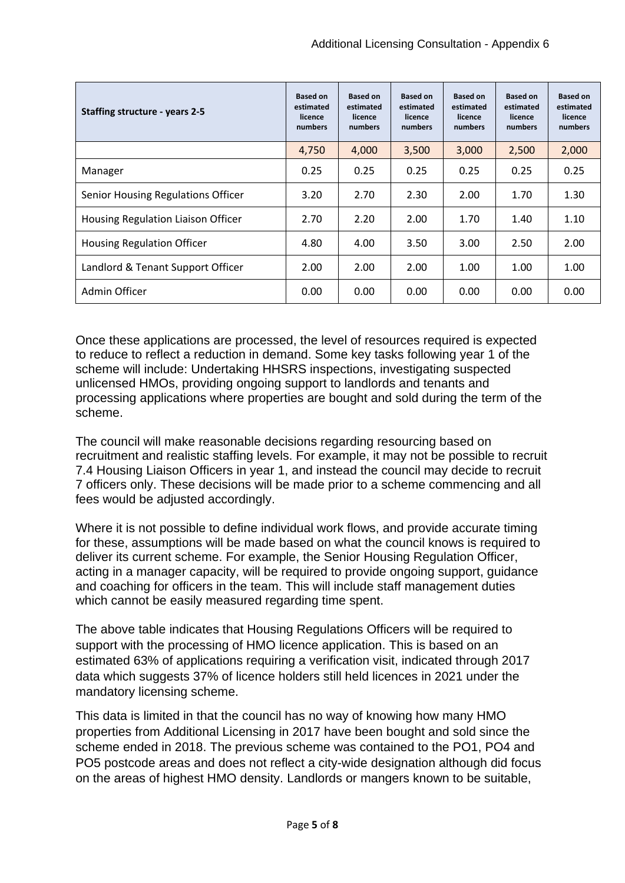| Staffing structure - years 2-5 | Based on estimated licence numbers | Based on estimated licence numbers | Based on estimated licence numbers | Based on estimated licence numbers | Based on estimated licence numbers | Based on estimated licence numbers |
|---|---|---|---|---|---|---|
| | 4,750 | 4,000 | 3,500 | 3,000 | 2,500 | 2,000 |
| Manager | 0.25 | 0.25 | 0.25 | 0.25 | 0.25 | 0.25 |
| Senior Housing Regulations Officer | 3.20 | 2.70 | 2.30 | 2.00 | 1.70 | 1.30 |
| Housing Regulation Liaison Officer | 2.70 | 2.20 | 2.00 | 1.70 | 1.40 | 1.10 |
| Housing Regulation Officer | 4.80 | 4.00 | 3.50 | 3.00 | 2.50 | 2.00 |
| Landlord & Tenant Support Officer | 2.00 | 2.00 | 2.00 | 1.00 | 1.00 | 1.00 |
| Admin Officer | 0.00 | 0.00 | 0.00 | 0.00 | 0.00 | 0.00 |

Once these applications are processed, the level of resources required is expected to reduce to reflect a reduction in demand. Some key tasks following year 1 of the scheme will include: Undertaking HHSRS inspections, investigating suspected unlicensed HMOs, providing ongoing support to landlords and tenants and processing applications where properties are bought and sold during the term of the scheme.

The council will make reasonable decisions regarding resourcing based on recruitment and realistic staffing levels. For example, it may not be possible to recruit 7.4 Housing Liaison Officers in year 1, and instead the council may decide to recruit 7 officers only. These decisions will be made prior to a scheme commencing and all fees would be adjusted accordingly.

Where it is not possible to define individual work flows, and provide accurate timing for these, assumptions will be made based on what the council knows is required to deliver its current scheme. For example, the Senior Housing Regulation Officer, acting in a manager capacity, will be required to provide ongoing support, guidance and coaching for officers in the team. This will include staff management duties which cannot be easily measured regarding time spent.

The above table indicates that Housing Regulations Officers will be required to support with the processing of HMO licence application. This is based on an estimated 63% of applications requiring a verification visit, indicated through 2017 data which suggests 37% of licence holders still held licences in 2021 under the mandatory licensing scheme.

This data is limited in that the council has no way of knowing how many HMO properties from Additional Licensing in 2017 have been bought and sold since the scheme ended in 2018. The previous scheme was contained to the PO1, PO4 and PO5 postcode areas and does not reflect a city-wide designation although did focus on the areas of highest HMO density. Landlords or mangers known to be suitable,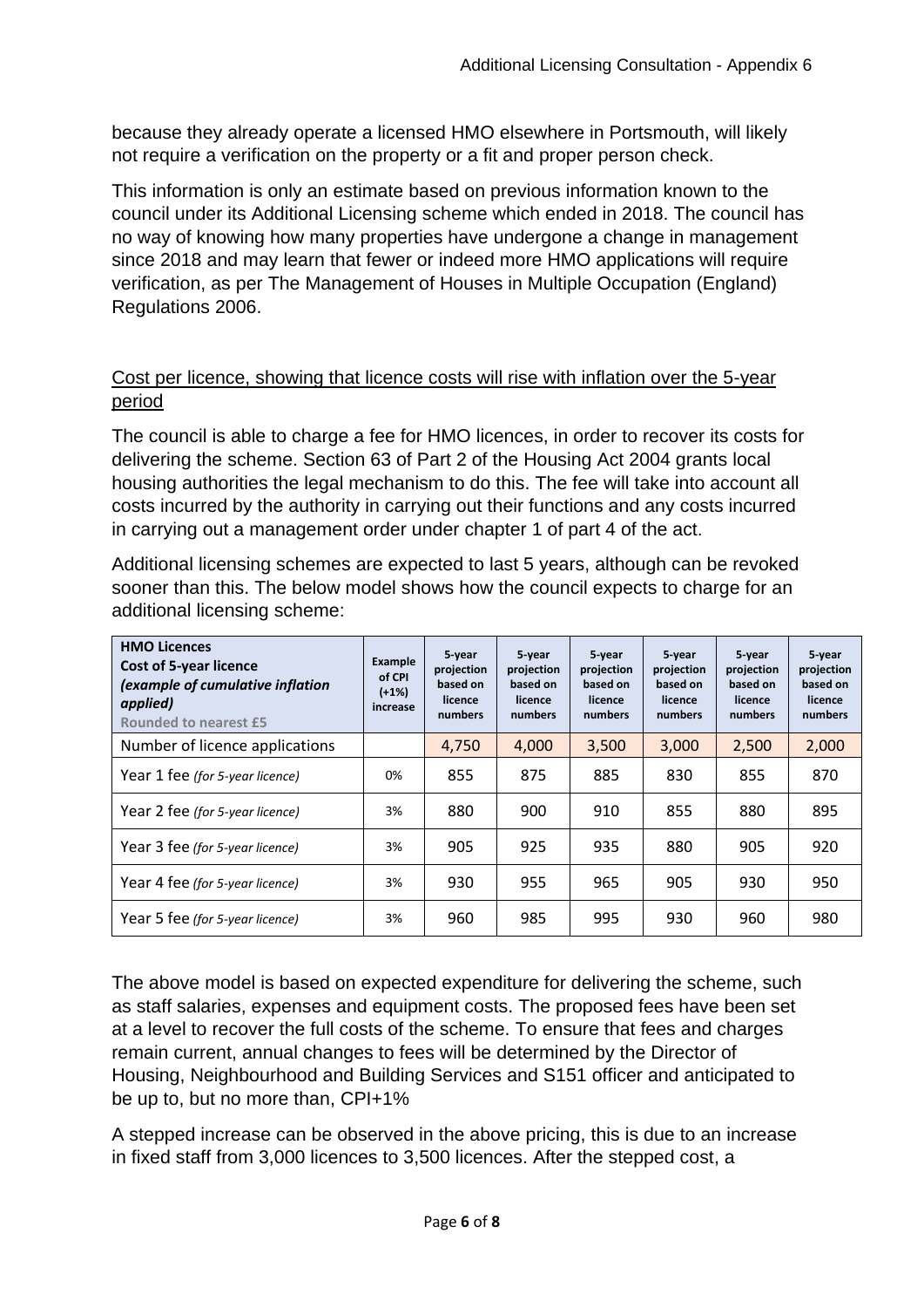because they already operate a licensed HMO elsewhere in Portsmouth, will likely not require a verification on the property or a fit and proper person check.

This information is only an estimate based on previous information known to the council under its Additional Licensing scheme which ended in 2018. The council has no way of knowing how many properties have undergone a change in management since 2018 and may learn that fewer or indeed more HMO applications will require verification, as per The Management of Houses in Multiple Occupation (England) Regulations 2006.

<u>Cost per licence, showing that licence costs will rise with inflation over the 5-year period</u>

The council is able to charge a fee for HMO licences, in order to recover its costs for delivering the scheme. Section 63 of Part 2 of the Housing Act 2004 grants local housing authorities the legal mechanism to do this. The fee will take into account all costs incurred by the authority in carrying out their functions and any costs incurred in carrying out a management order under chapter 1 of part 4 of the act.

Additional licensing schemes are expected to last 5 years, although can be revoked sooner than this. The below model shows how the council expects to charge for an additional licensing scheme:

| **HMO Licences**<br>**Cost of 5-year licence**<br>***(example of cumulative inflation applied)***<br>**Rounded to nearest £5** | **Example of CPI (+1%) increase** | **5-year projection based on licence numbers** | **5-year projection based on licence numbers** | **5-year projection based on licence numbers** | **5-year projection based on licence numbers** | **5-year projection based on licence numbers** | **5-year projection based on licence numbers** |
|---|---|---|---|---|---|---|---|
| Number of licence applications | | 4,750 | 4,000 | 3,500 | 3,000 | 2,500 | 2,000 |
| Year 1 fee *(for 5-year licence)* | 0% | 855 | 875 | 885 | 830 | 855 | 870 |
| Year 2 fee *(for 5-year licence)* | 3% | 880 | 900 | 910 | 855 | 880 | 895 |
| Year 3 fee *(for 5-year licence)* | 3% | 905 | 925 | 935 | 880 | 905 | 920 |
| Year 4 fee *(for 5-year licence)* | 3% | 930 | 955 | 965 | 905 | 930 | 950 |
| Year 5 fee *(for 5-year licence)* | 3% | 960 | 985 | 995 | 930 | 960 | 980 |

The above model is based on expected expenditure for delivering the scheme, such as staff salaries, expenses and equipment costs. The proposed fees have been set at a level to recover the full costs of the scheme. To ensure that fees and charges remain current, annual changes to fees will be determined by the Director of Housing, Neighbourhood and Building Services and S151 officer and anticipated to be up to, but no more than, CPI+1%

A stepped increase can be observed in the above pricing, this is due to an increase in fixed staff from 3,000 licences to 3,500 licences. After the stepped cost, a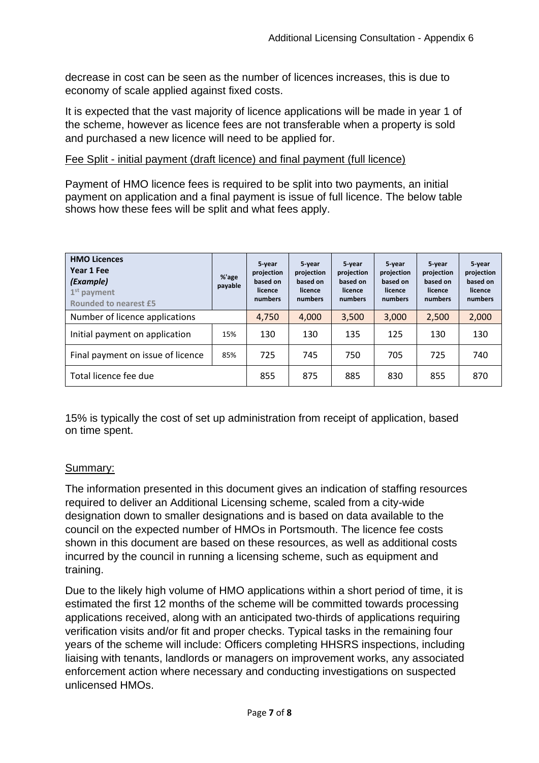decrease in cost can be seen as the number of licences increases, this is due to economy of scale applied against fixed costs.

It is expected that the vast majority of licence applications will be made in year 1 of the scheme, however as licence fees are not transferable when a property is sold and purchased a new licence will need to be applied for.

Fee Split - initial payment (draft licence) and final payment (full licence)

Payment of HMO licence fees is required to be split into two payments, an initial payment on application and a final payment is issue of full licence. The below table shows how these fees will be split and what fees apply.

| **HMO Licences Year 1 Fee *(Example)* 1st payment Rounded to nearest £5** | **%'age payable** | **5-year projection based on licence numbers** | **5-year projection based on licence numbers** | **5-year projection based on licence numbers** | **5-year projection based on licence numbers** | **5-year projection based on licence numbers** | **5-year projection based on licence numbers** |
|---|---|---|---|---|---|---|---|
| Number of licence applications | | 4,750 | 4,000 | 3,500 | 3,000 | 2,500 | 2,000 |
| Initial payment on application | 15% | 130 | 130 | 135 | 125 | 130 | 130 |
| Final payment on issue of licence | 85% | 725 | 745 | 750 | 705 | 725 | 740 |
| Total licence fee due | | 855 | 875 | 885 | 830 | 855 | 870 |

15% is typically the cost of set up administration from receipt of application, based on time spent.

Summary:

The information presented in this document gives an indication of staffing resources required to deliver an Additional Licensing scheme, scaled from a city-wide designation down to smaller designations and is based on data available to the council on the expected number of HMOs in Portsmouth. The licence fee costs shown in this document are based on these resources, as well as additional costs incurred by the council in running a licensing scheme, such as equipment and training.

Due to the likely high volume of HMO applications within a short period of time, it is estimated the first 12 months of the scheme will be committed towards processing applications received, along with an anticipated two-thirds of applications requiring verification visits and/or fit and proper checks. Typical tasks in the remaining four years of the scheme will include: Officers completing HHSRS inspections, including liaising with tenants, landlords or managers on improvement works, any associated enforcement action where necessary and conducting investigations on suspected unlicensed HMOs.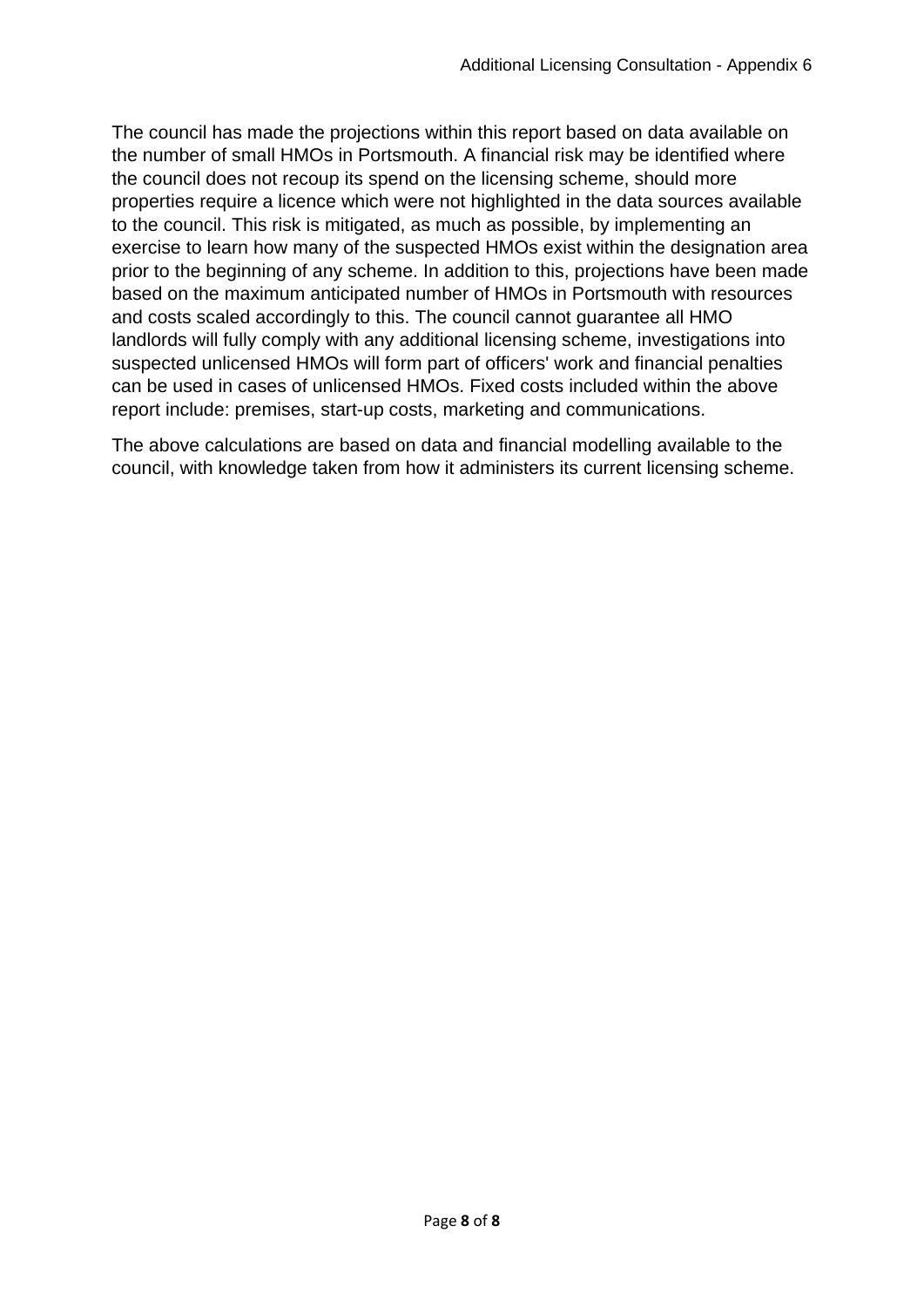The council has made the projections within this report based on data available on the number of small HMOs in Portsmouth. A financial risk may be identified where the council does not recoup its spend on the licensing scheme, should more properties require a licence which were not highlighted in the data sources available to the council. This risk is mitigated, as much as possible, by implementing an exercise to learn how many of the suspected HMOs exist within the designation area prior to the beginning of any scheme. In addition to this, projections have been made based on the maximum anticipated number of HMOs in Portsmouth with resources and costs scaled accordingly to this. The council cannot guarantee all HMO landlords will fully comply with any additional licensing scheme, investigations into suspected unlicensed HMOs will form part of officers' work and financial penalties can be used in cases of unlicensed HMOs. Fixed costs included within the above report include: premises, start-up costs, marketing and communications.

The above calculations are based on data and financial modelling available to the council, with knowledge taken from how it administers its current licensing scheme.